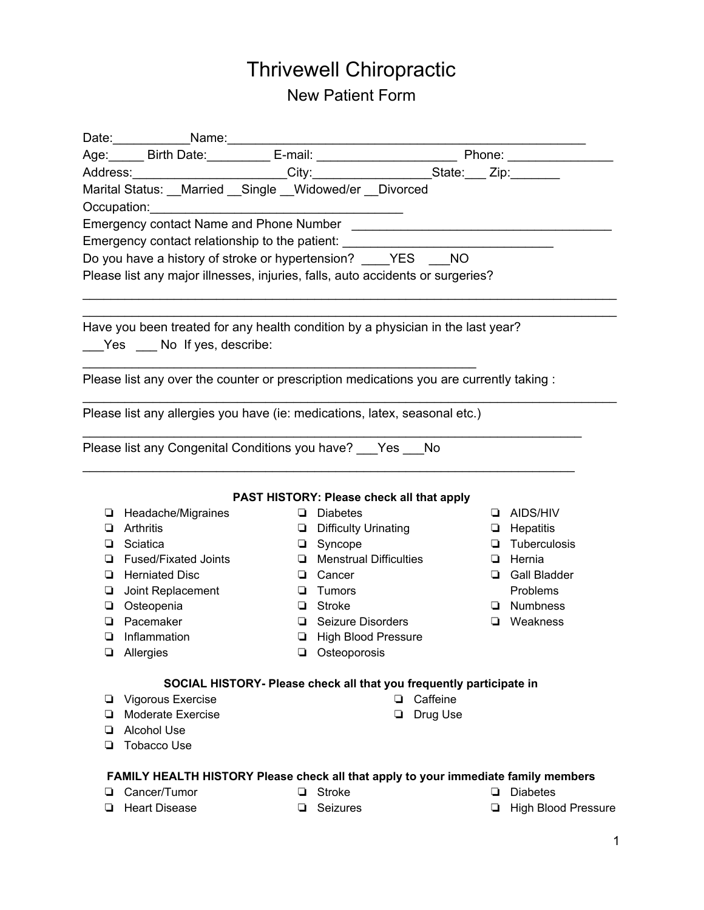# Thrivewell Chiropractic

## New Patient Form

Date:___________Name:_______________________________________________

Age:_____ Birth Date:_________ E-mail: ____________________ Phone: _______________

Address:______________________City:________________State:___ Zip:_______

Marital Status: __Married __Single __Widowed/er __Divorced

Occupation:____________________________________

Emergency contact Name and Phone Number _____________________________________

Emergency contact relationship to the patient: ______________________________

Do you have a history of stroke or hypertension? ____YES ___NO

Please list any major illnesses, injuries, falls, auto accidents or surgeries?

_____________________________________________________________________________

_____________________________________________________________________________

Have you been treated for any health condition by a physician in the last year?

___Yes ___ No If yes, describe:

________________________________________________________

Please list any over the counter or prescription medications you are currently taking :

_____________________________________________________________________________

Please list any allergies you have (ie: medications, latex, seasonal etc.)

______________________________________________________________________

Please list any Congenital Conditions you have? ___Yes ___No

_____________________________________________________________________

**PAST HISTORY: Please check all that apply**

- ❏ Headache/Migraines
- ❏ Arthritis
- ❏ Sciatica
- ❏ Fused/Fixated Joints
- ❏ Herniated Disc
- ❏ Joint Replacement
- ❏ Osteopenia
- ❏ Pacemaker
- ❏ Inflammation
- ❏ Allergies
- ❏ Diabetes
- ❏ Difficulty Urinating
- ❏ Syncope
- ❏ Menstrual Difficulties
- ❏ Cancer
- ❏ Tumors
- ❏ Stroke
- ❏ Seizure Disorders
- ❏ High Blood Pressure
- ❏ Osteoporosis
- ❏ AIDS/HIV
- ❏ Hepatitis
- ❏ Tuberculosis
- ❏ Hernia
- ❏ Gall Bladder Problems
- ❏ Numbness
- ❏ Weakness

**SOCIAL HISTORY- Please check all that you frequently participate in**

- ❏ Vigorous Exercise
- ❏ Moderate Exercise
- ❏ Alcohol Use
- ❏ Tobacco Use
- ❏ Caffeine
- ❏ Drug Use

**FAMILY HEALTH HISTORY Please check all that apply to your immediate family members**

- ❏ Cancer/Tumor
- ❏ Heart Disease
- ❏ Stroke
- ❏ Seizures
- ❏ Diabetes
- ❏ High Blood Pressure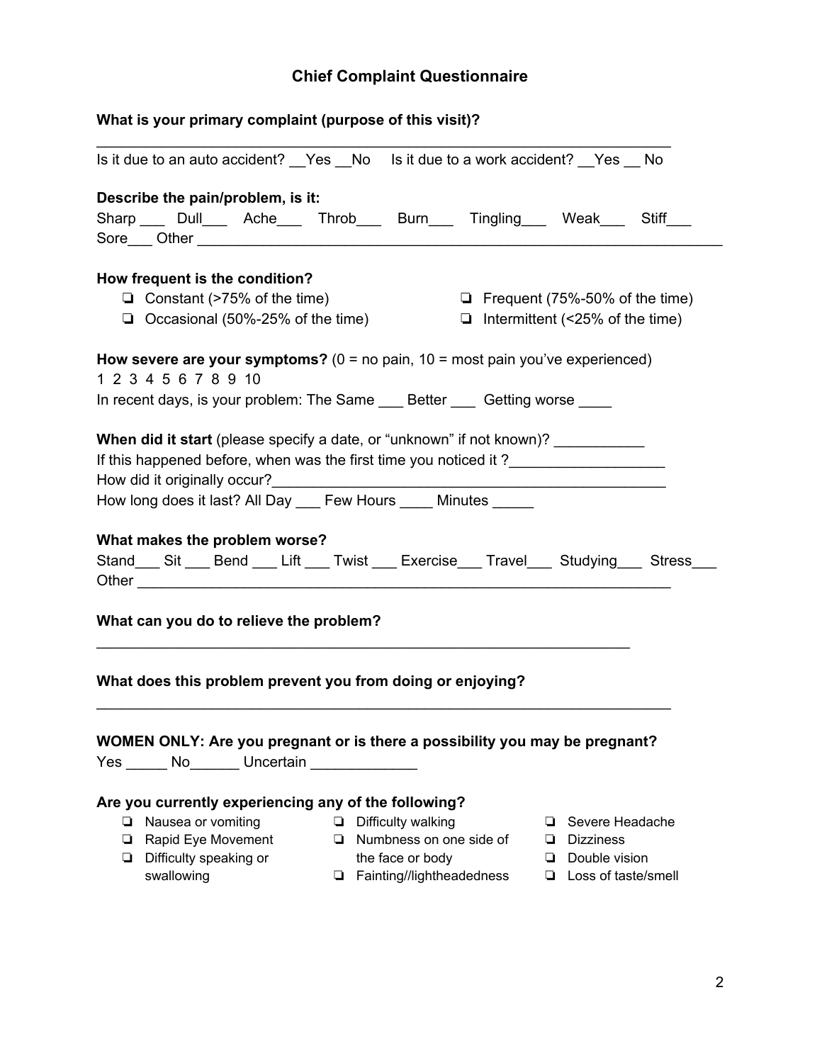## Chief Complaint Questionnaire

**What is your primary complaint (purpose of this visit)?**

___________________________________________________________________

Is it due to an auto accident? __Yes __No  Is it due to a work accident? __Yes __ No

**Describe the pain/problem, is it:**

Sharp ___ Dull___ Ache___ Throb___ Burn___ Tingling___ Weak___ Stiff___
Sore___ Other ______________________________________________________

**How frequent is the condition?**

- ❏ Constant (>75% of the time)
- ❏ Frequent (75%-50% of the time)
- ❏ Occasional (50%-25% of the time)
- ❏ Intermittent (<25% of the time)

**How severe are your symptoms?** (0 = no pain, 10 = most pain you've experienced)

1 2 3 4 5 6 7 8 9 10

In recent days, is your problem: The Same ___ Better ___ Getting worse ____

**When did it start** (please specify a date, or "unknown" if not known)? ___________

If this happened before, when was the first time you noticed it ?__________________

How did it originally occur?_____________________________________________

How long does it last? All Day ___ Few Hours ____ Minutes _____

**What makes the problem worse?**

Stand___ Sit ___ Bend ___ Lift ___ Twist ___ Exercise___ Travel___ Studying___ Stress___
Other ___________________________________________________________

**What can you do to relieve the problem?**

_____________________________________________________________

**What does this problem prevent you from doing or enjoying?**

___________________________________________________________________

**WOMEN ONLY: Are you pregnant or is there a possibility you may be pregnant?**

Yes _____ No______ Uncertain ____________

**Are you currently experiencing any of the following?**

- ❏ Nausea or vomiting
- ❏ Rapid Eye Movement
- ❏ Difficulty speaking or swallowing
- ❏ Difficulty walking
- ❏ Numbness on one side of the face or body
- ❏ Fainting//lightheadedness
- ❏ Severe Headache
- ❏ Dizziness
- ❏ Double vision
- ❏ Loss of taste/smell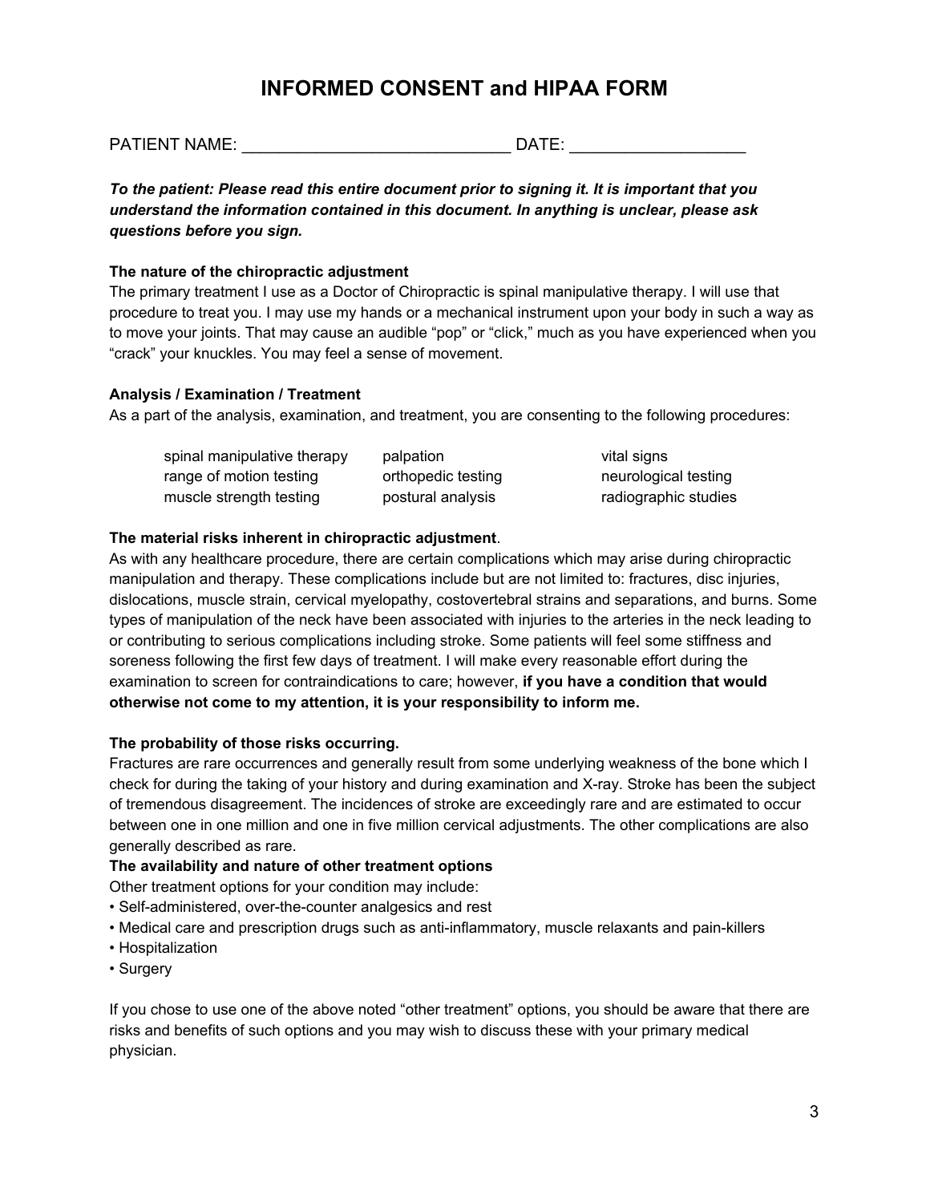# INFORMED CONSENT and HIPAA FORM

PATIENT NAME: _____________________________ DATE: ___________________

***To the patient: Please read this entire document prior to signing it. It is important that you understand the information contained in this document. In anything is unclear, please ask questions before you sign.***

**The nature of the chiropractic adjustment**

The primary treatment I use as a Doctor of Chiropractic is spinal manipulative therapy. I will use that procedure to treat you. I may use my hands or a mechanical instrument upon your body in such a way as to move your joints. That may cause an audible "pop" or "click," much as you have experienced when you "crack" your knuckles. You may feel a sense of movement.

**Analysis / Examination / Treatment**

As a part of the analysis, examination, and treatment, you are consenting to the following procedures:

| | | |
|---|---|---|
| spinal manipulative therapy | palpation | vital signs |
| range of motion testing | orthopedic testing | neurological testing |
| muscle strength testing | postural analysis | radiographic studies |

**The material risks inherent in chiropractic adjustment**.

As with any healthcare procedure, there are certain complications which may arise during chiropractic manipulation and therapy. These complications include but are not limited to: fractures, disc injuries, dislocations, muscle strain, cervical myelopathy, costovertebral strains and separations, and burns. Some types of manipulation of the neck have been associated with injuries to the arteries in the neck leading to or contributing to serious complications including stroke. Some patients will feel some stiffness and soreness following the first few days of treatment. I will make every reasonable effort during the examination to screen for contraindications to care; however, **if you have a condition that would otherwise not come to my attention, it is your responsibility to inform me.**

**The probability of those risks occurring.**

Fractures are rare occurrences and generally result from some underlying weakness of the bone which I check for during the taking of your history and during examination and X-ray. Stroke has been the subject of tremendous disagreement. The incidences of stroke are exceedingly rare and are estimated to occur between one in one million and one in five million cervical adjustments. The other complications are also generally described as rare.

**The availability and nature of other treatment options**

Other treatment options for your condition may include:

- Self-administered, over-the-counter analgesics and rest
- Medical care and prescription drugs such as anti-inflammatory, muscle relaxants and pain-killers
- Hospitalization
- Surgery

If you chose to use one of the above noted "other treatment" options, you should be aware that there are risks and benefits of such options and you may wish to discuss these with your primary medical physician.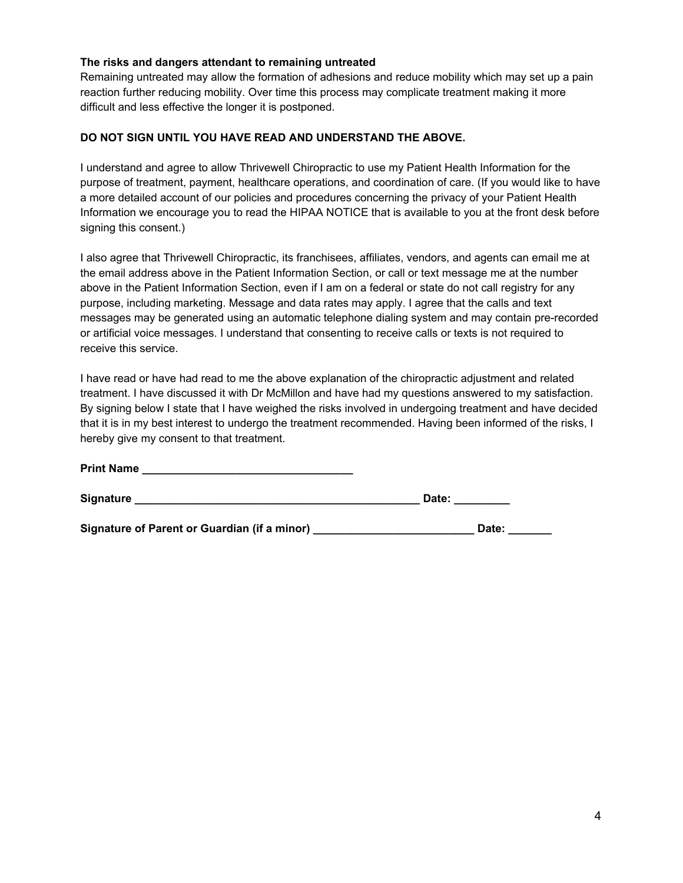**The risks and dangers attendant to remaining untreated**

Remaining untreated may allow the formation of adhesions and reduce mobility which may set up a pain reaction further reducing mobility. Over time this process may complicate treatment making it more difficult and less effective the longer it is postponed.

**DO NOT SIGN UNTIL YOU HAVE READ AND UNDERSTAND THE ABOVE.**

I understand and agree to allow Thrivewell Chiropractic to use my Patient Health Information for the purpose of treatment, payment, healthcare operations, and coordination of care. (If you would like to have a more detailed account of our policies and procedures concerning the privacy of your Patient Health Information we encourage you to read the HIPAA NOTICE that is available to you at the front desk before signing this consent.)

I also agree that Thrivewell Chiropractic, its franchisees, affiliates, vendors, and agents can email me at the email address above in the Patient Information Section, or call or text message me at the number above in the Patient Information Section, even if I am on a federal or state do not call registry for any purpose, including marketing. Message and data rates may apply. I agree that the calls and text messages may be generated using an automatic telephone dialing system and may contain pre-recorded or artificial voice messages. I understand that consenting to receive calls or texts is not required to receive this service.

I have read or have had read to me the above explanation of the chiropractic adjustment and related treatment. I have discussed it with Dr McMillon and have had my questions answered to my satisfaction. By signing below I state that I have weighed the risks involved in undergoing treatment and have decided that it is in my best interest to undergo the treatment recommended. Having been informed of the risks, I hereby give my consent to that treatment.

**Print Name** ___________________________________

**Signature** ________________________________________________ **Date:** _________

**Signature of Parent or Guardian (if a minor)** __________________________ **Date:** _______